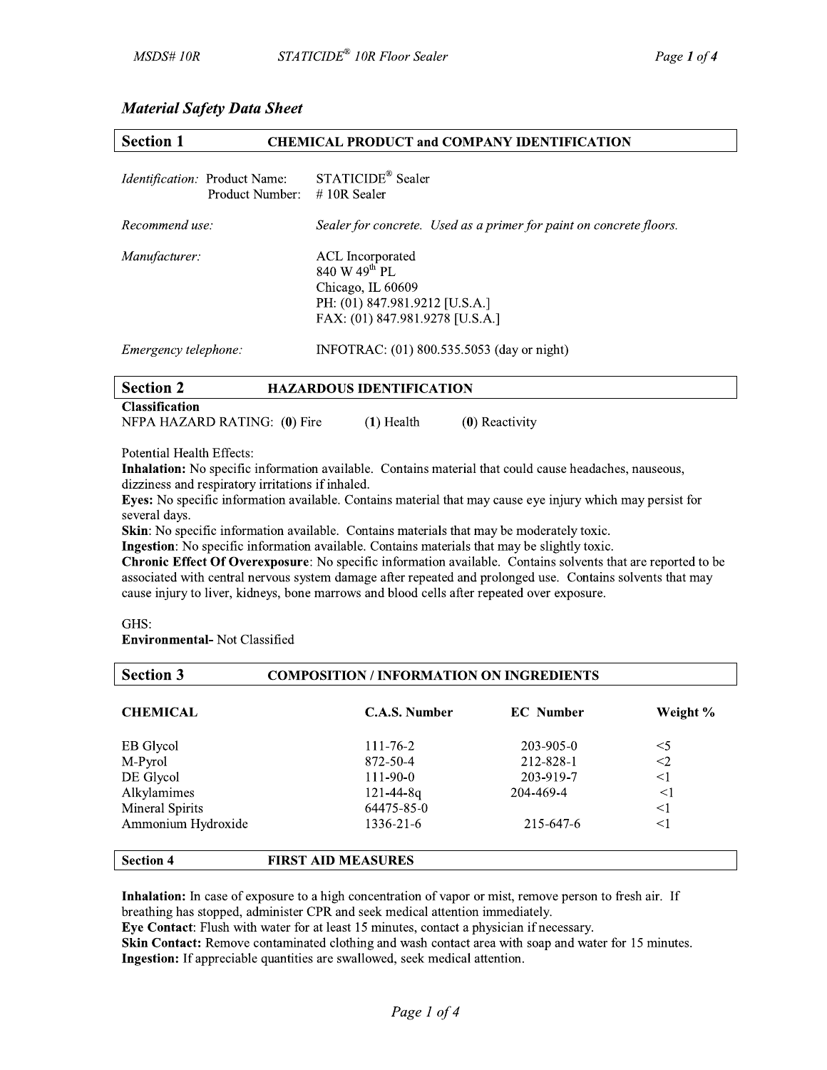## Material Safety Data Sheet

## Section 1 CHEMICAL PRODUCT and COMPANY IDENTIFICATION

*Identification:* Product Name: STATICIDE® Sealer
Product Number: # 10R Sealer

*Recommend use:* *Sealer for concrete. Used as a primer for paint on concrete floors.*

*Manufacturer:*
ACL Incorporated
840 W 49th PL
Chicago, IL 60609
PH: (01) 847.981.9212 [U.S.A.]
FAX: (01) 847.981.9278 [U.S.A.]

*Emergency telephone:* INFOTRAC: (01) 800.535.5053 (day or night)

## Section 2 HAZARDOUS IDENTIFICATION

**Classification**
NFPA HAZARD RATING: (**0**) Fire (**1**) Health (**0**) Reactivity

Potential Health Effects:
**Inhalation:** No specific information available. Contains material that could cause headaches, nauseous, dizziness and respiratory irritations if inhaled.
**Eyes:** No specific information available. Contains material that may cause eye injury which may persist for several days.
**Skin**: No specific information available. Contains materials that may be moderately toxic.
**Ingestion**: No specific information available. Contains materials that may be slightly toxic.
**Chronic Effect Of Overexposure**: No specific information available. Contains solvents that are reported to be associated with central nervous system damage after repeated and prolonged use. Contains solvents that may cause injury to liver, kidneys, bone marrows and blood cells after repeated over exposure.

GHS:
**Environmental-** Not Classified

## Section 3 COMPOSITION / INFORMATION ON INGREDIENTS

| CHEMICAL | C.A.S. Number | EC Number | Weight % |
|---|---|---|---|
| EB Glycol | 111-76-2 | 203-905-0 | <5 |
| M-Pyrol | 872-50-4 | 212-828-1 | <2 |
| DE Glycol | 111-90-0 | 203-919-7 | <1 |
| Alkylamimes | 121-44-8q | 204-469-4 | <1 |
| Mineral Spirits | 64475-85-0 | | <1 |
| Ammonium Hydroxide | 1336-21-6 | 215-647-6 | <1 |

## Section 4 FIRST AID MEASURES

**Inhalation:** In case of exposure to a high concentration of vapor or mist, remove person to fresh air. If breathing has stopped, administer CPR and seek medical attention immediately.
**Eye Contact**: Flush with water for at least 15 minutes, contact a physician if necessary.
**Skin Contact:** Remove contaminated clothing and wash contact area with soap and water for 15 minutes.
**Ingestion:** If appreciable quantities are swallowed, seek medical attention.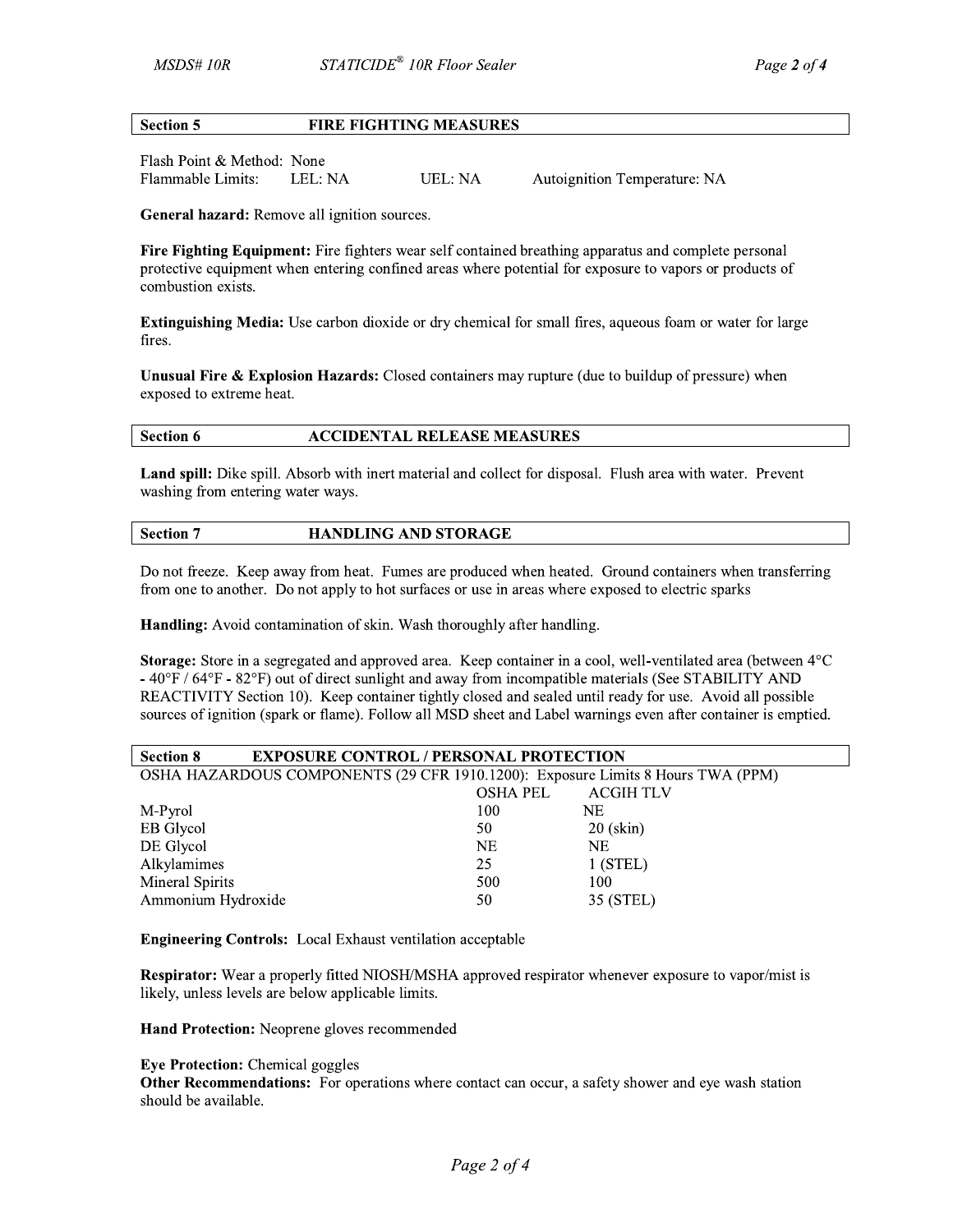## Section 5 FIRE FIGHTING MEASURES

Flash Point & Method: None
Flammable Limits: LEL: NA UEL: NA Autoignition Temperature: NA

**General hazard:** Remove all ignition sources.

**Fire Fighting Equipment:** Fire fighters wear self contained breathing apparatus and complete personal protective equipment when entering confined areas where potential for exposure to vapors or products of combustion exists.

**Extinguishing Media:** Use carbon dioxide or dry chemical for small fires, aqueous foam or water for large fires.

**Unusual Fire & Explosion Hazards:** Closed containers may rupture (due to buildup of pressure) when exposed to extreme heat.

## Section 6 ACCIDENTAL RELEASE MEASURES

**Land spill:** Dike spill. Absorb with inert material and collect for disposal. Flush area with water. Prevent washing from entering water ways.

## Section 7 HANDLING AND STORAGE

Do not freeze. Keep away from heat. Fumes are produced when heated. Ground containers when transferring from one to another. Do not apply to hot surfaces or use in areas where exposed to electric sparks

**Handling:** Avoid contamination of skin. Wash thoroughly after handling.

**Storage:** Store in a segregated and approved area. Keep container in a cool, well-ventilated area (between 4°C - 40°F / 64°F - 82°F) out of direct sunlight and away from incompatible materials (See STABILITY AND REACTIVITY Section 10). Keep container tightly closed and sealed until ready for use. Avoid all possible sources of ignition (spark or flame). Follow all MSD sheet and Label warnings even after container is emptied.

## Section 8 EXPOSURE CONTROL / PERSONAL PROTECTION

OSHA HAZARDOUS COMPONENTS (29 CFR 1910.1200): Exposure Limits 8 Hours TWA (PPM)

| | OSHA PEL | ACGIH TLV |
|---|---|---|
| M-Pyrol | 100 | NE |
| EB Glycol | 50 | 20 (skin) |
| DE Glycol | NE | NE |
| Alkylamimes | 25 | 1 (STEL) |
| Mineral Spirits | 500 | 100 |
| Ammonium Hydroxide | 50 | 35 (STEL) |

**Engineering Controls:** Local Exhaust ventilation acceptable

**Respirator:** Wear a properly fitted NIOSH/MSHA approved respirator whenever exposure to vapor/mist is likely, unless levels are below applicable limits.

**Hand Protection:** Neoprene gloves recommended

**Eye Protection:** Chemical goggles
**Other Recommendations:** For operations where contact can occur, a safety shower and eye wash station should be available.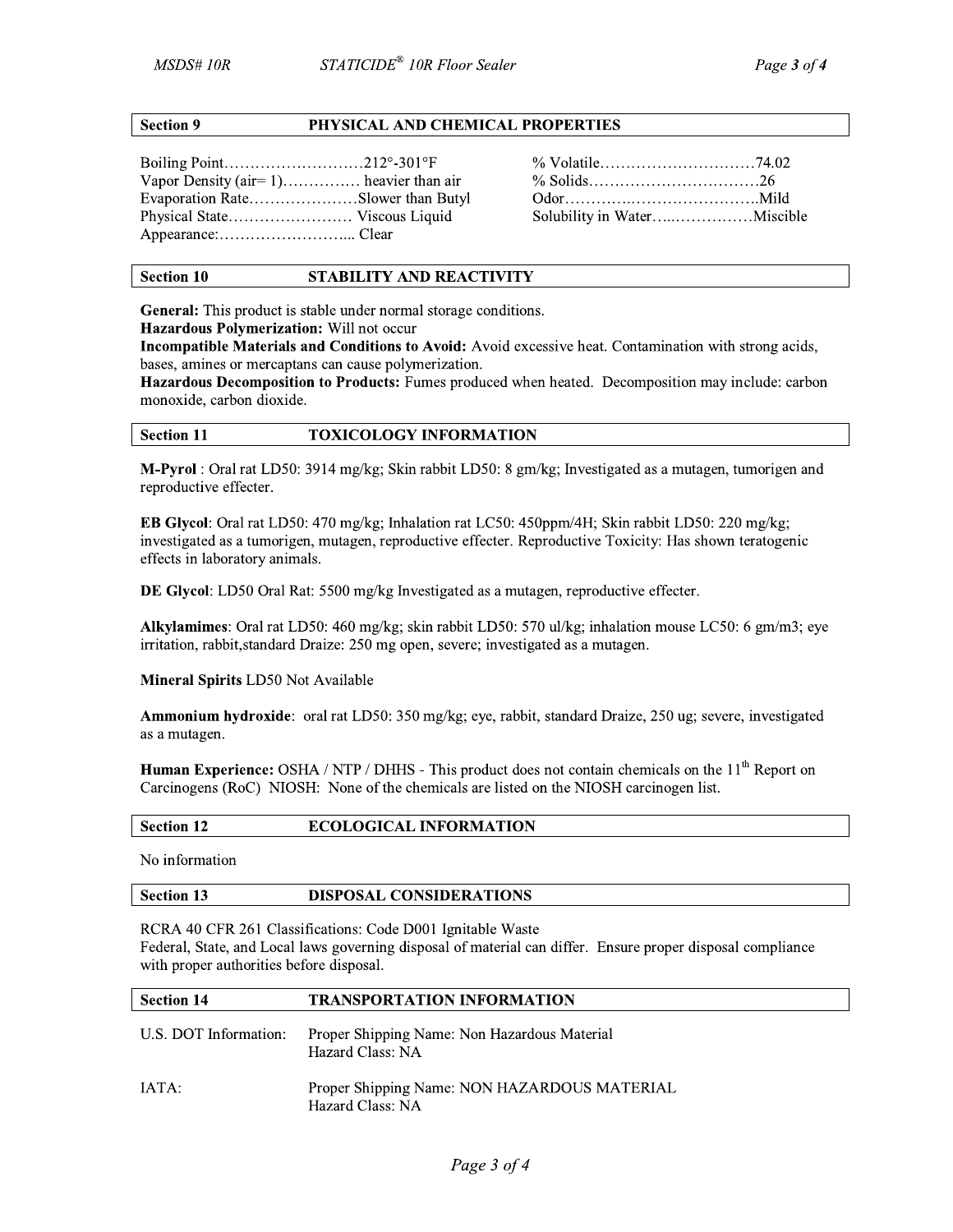## Section 9 PHYSICAL AND CHEMICAL PROPERTIES

Boiling Point………………………212°-301°F
Vapor Density (air= 1)…………… heavier than air
Evaporation Rate…………………Slower than Butyl
Physical State…………………… Viscous Liquid
Appearance:……………………... Clear

% Volatile…………………………74.02
% Solids……………………………26
Odor……………………………….Mild
Solubility in Water……………….Miscible

## Section 10 STABILITY AND REACTIVITY

**General:** This product is stable under normal storage conditions.
**Hazardous Polymerization:** Will not occur
**Incompatible Materials and Conditions to Avoid:** Avoid excessive heat. Contamination with strong acids, bases, amines or mercaptans can cause polymerization.
**Hazardous Decomposition to Products:** Fumes produced when heated. Decomposition may include: carbon monoxide, carbon dioxide.

## Section 11 TOXICOLOGY INFORMATION

**M-Pyrol** : Oral rat LD50: 3914 mg/kg; Skin rabbit LD50: 8 gm/kg; Investigated as a mutagen, tumorigen and reproductive effecter.

**EB Glycol**: Oral rat LD50: 470 mg/kg; Inhalation rat LC50: 450ppm/4H; Skin rabbit LD50: 220 mg/kg; investigated as a tumorigen, mutagen, reproductive effecter. Reproductive Toxicity: Has shown teratogenic effects in laboratory animals.

**DE Glycol**: LD50 Oral Rat: 5500 mg/kg Investigated as a mutagen, reproductive effecter.

**Alkylamimes**: Oral rat LD50: 460 mg/kg; skin rabbit LD50: 570 ul/kg; inhalation mouse LC50: 6 gm/m3; eye irritation, rabbit,standard Draize: 250 mg open, severe; investigated as a mutagen.

**Mineral Spirits** LD50 Not Available

**Ammonium hydroxide**: oral rat LD50: 350 mg/kg; eye, rabbit, standard Draize, 250 ug; severe, investigated as a mutagen.

**Human Experience:** OSHA / NTP / DHHS - This product does not contain chemicals on the 11th Report on Carcinogens (RoC) NIOSH: None of the chemicals are listed on the NIOSH carcinogen list.

## Section 12 ECOLOGICAL INFORMATION

No information

## Section 13 DISPOSAL CONSIDERATIONS

RCRA 40 CFR 261 Classifications: Code D001 Ignitable Waste
Federal, State, and Local laws governing disposal of material can differ. Ensure proper disposal compliance with proper authorities before disposal.

## Section 14 TRANSPORTATION INFORMATION

| | |
|---|---|
| U.S. DOT Information: | Proper Shipping Name: Non Hazardous Material<br>Hazard Class: NA |
| IATA: | Proper Shipping Name: NON HAZARDOUS MATERIAL<br>Hazard Class: NA |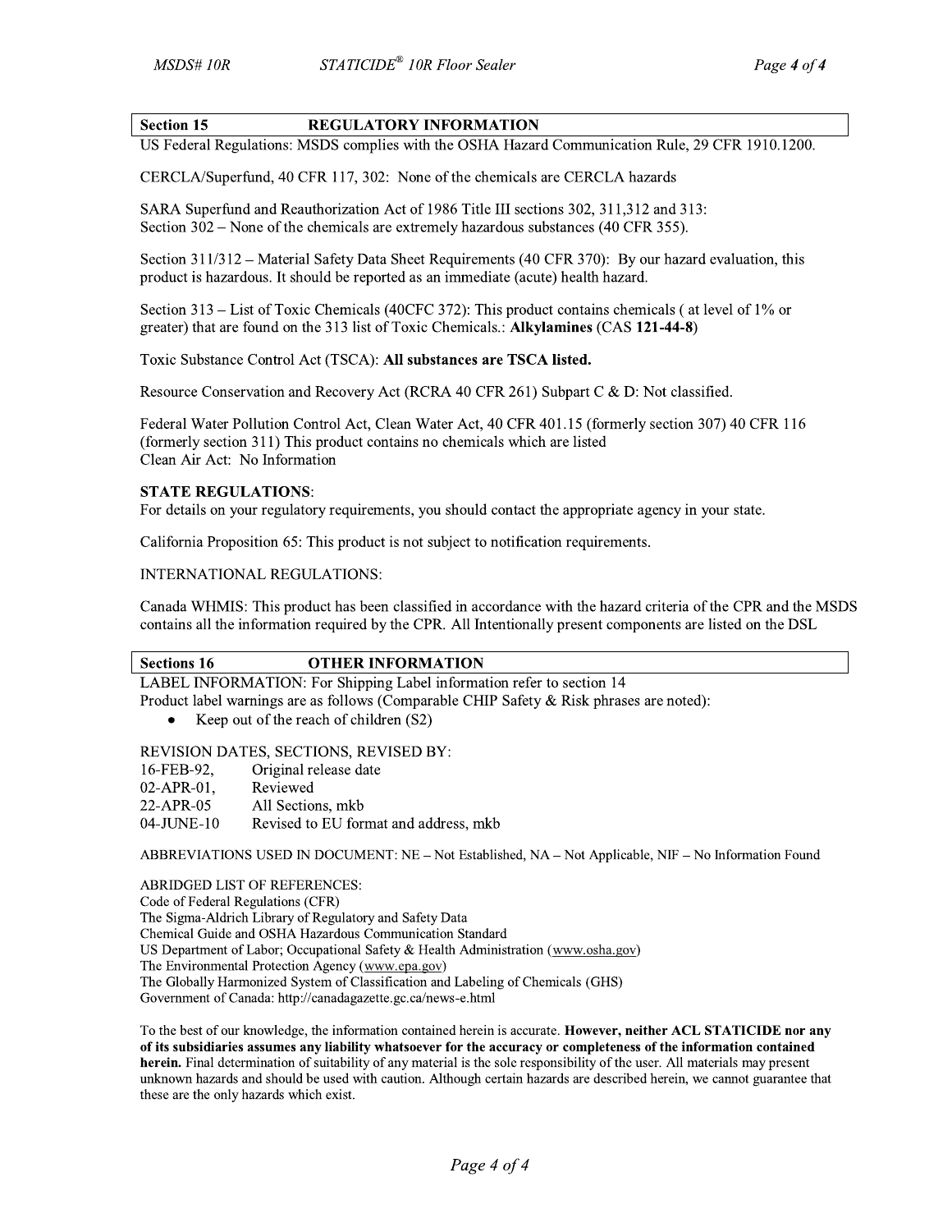## Section 15 REGULATORY INFORMATION

US Federal Regulations: MSDS complies with the OSHA Hazard Communication Rule, 29 CFR 1910.1200.

CERCLA/Superfund, 40 CFR 117, 302: None of the chemicals are CERCLA hazards

SARA Superfund and Reauthorization Act of 1986 Title III sections 302, 311,312 and 313:
Section 302 – None of the chemicals are extremely hazardous substances (40 CFR 355).

Section 311/312 – Material Safety Data Sheet Requirements (40 CFR 370): By our hazard evaluation, this product is hazardous. It should be reported as an immediate (acute) health hazard.

Section 313 – List of Toxic Chemicals (40CFC 372): This product contains chemicals ( at level of 1% or greater) that are found on the 313 list of Toxic Chemicals.: **Alkylamines** (CAS **121-44-8**)

Toxic Substance Control Act (TSCA): **All substances are TSCA listed.**

Resource Conservation and Recovery Act (RCRA 40 CFR 261) Subpart C & D: Not classified.

Federal Water Pollution Control Act, Clean Water Act, 40 CFR 401.15 (formerly section 307) 40 CFR 116 (formerly section 311) This product contains no chemicals which are listed
Clean Air Act: No Information

**STATE REGULATIONS**:
For details on your regulatory requirements, you should contact the appropriate agency in your state.

California Proposition 65: This product is not subject to notification requirements.

INTERNATIONAL REGULATIONS:

Canada WHMIS: This product has been classified in accordance with the hazard criteria of the CPR and the MSDS contains all the information required by the CPR. All Intentionally present components are listed on the DSL

## Sections 16 OTHER INFORMATION

LABEL INFORMATION: For Shipping Label information refer to section 14
Product label warnings are as follows (Comparable CHIP Safety & Risk phrases are noted):

- Keep out of the reach of children (S2)

REVISION DATES, SECTIONS, REVISED BY:

| | |
|---|---|
| 16-FEB-92, | Original release date |
| 02-APR-01, | Reviewed |
| 22-APR-05 | All Sections, mkb |
| 04-JUNE-10 | Revised to EU format and address, mkb |

ABBREVIATIONS USED IN DOCUMENT: NE – Not Established, NA – Not Applicable, NIF – No Information Found

ABRIDGED LIST OF REFERENCES:
Code of Federal Regulations (CFR)
The Sigma-Aldrich Library of Regulatory and Safety Data
Chemical Guide and OSHA Hazardous Communication Standard
US Department of Labor; Occupational Safety & Health Administration (www.osha.gov)
The Environmental Protection Agency (www.epa.gov)
The Globally Harmonized System of Classification and Labeling of Chemicals (GHS)
Government of Canada: http://canadagazette.gc.ca/news-e.html

To the best of our knowledge, the information contained herein is accurate. **However, neither ACL STATICIDE nor any of its subsidiaries assumes any liability whatsoever for the accuracy or completeness of the information contained herein.** Final determination of suitability of any material is the sole responsibility of the user. All materials may present unknown hazards and should be used with caution. Although certain hazards are described herein, we cannot guarantee that these are the only hazards which exist.